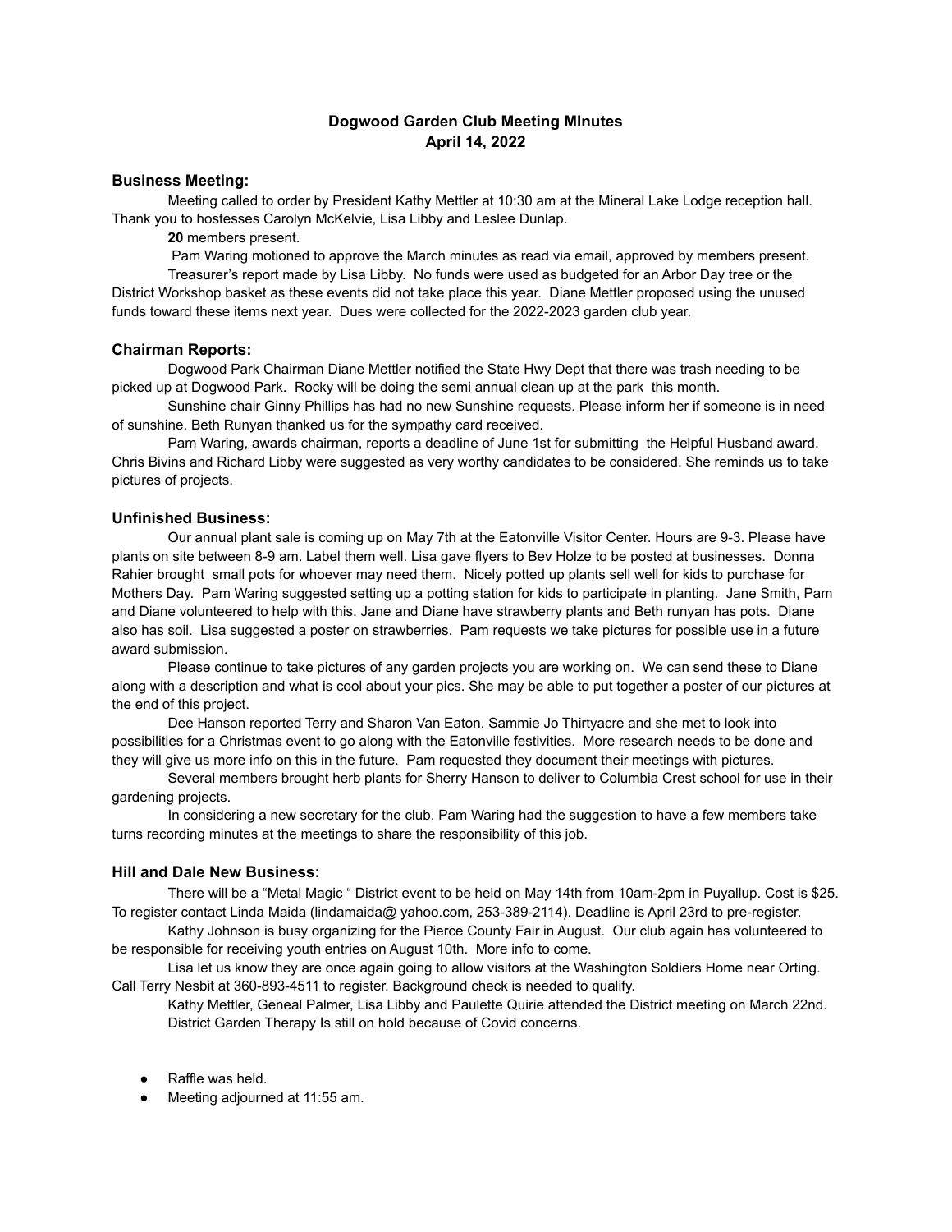# Dogwood Garden Club Meeting MInutes
# April 14, 2022

## Business Meeting:

Meeting called to order by President Kathy Mettler at 10:30 am at the Mineral Lake Lodge reception hall. Thank you to hostesses Carolyn McKelvie, Lisa Libby and Leslee Dunlap.

**20** members present.

Pam Waring motioned to approve the March minutes as read via email, approved by members present.

Treasurer's report made by Lisa Libby. No funds were used as budgeted for an Arbor Day tree or the District Workshop basket as these events did not take place this year. Diane Mettler proposed using the unused funds toward these items next year. Dues were collected for the 2022-2023 garden club year.

## Chairman Reports:

Dogwood Park Chairman Diane Mettler notified the State Hwy Dept that there was trash needing to be picked up at Dogwood Park. Rocky will be doing the semi annual clean up at the park this month.

Sunshine chair Ginny Phillips has had no new Sunshine requests. Please inform her if someone is in need of sunshine. Beth Runyan thanked us for the sympathy card received.

Pam Waring, awards chairman, reports a deadline of June 1st for submitting the Helpful Husband award. Chris Bivins and Richard Libby were suggested as very worthy candidates to be considered. She reminds us to take pictures of projects.

## Unfinished Business:

Our annual plant sale is coming up on May 7th at the Eatonville Visitor Center. Hours are 9-3. Please have plants on site between 8-9 am. Label them well. Lisa gave flyers to Bev Holze to be posted at businesses. Donna Rahier brought small pots for whoever may need them. Nicely potted up plants sell well for kids to purchase for Mothers Day. Pam Waring suggested setting up a potting station for kids to participate in planting. Jane Smith, Pam and Diane volunteered to help with this. Jane and Diane have strawberry plants and Beth runyan has pots. Diane also has soil. Lisa suggested a poster on strawberries. Pam requests we take pictures for possible use in a future award submission.

Please continue to take pictures of any garden projects you are working on. We can send these to Diane along with a description and what is cool about your pics. She may be able to put together a poster of our pictures at the end of this project.

Dee Hanson reported Terry and Sharon Van Eaton, Sammie Jo Thirtyacre and she met to look into possibilities for a Christmas event to go along with the Eatonville festivities. More research needs to be done and they will give us more info on this in the future. Pam requested they document their meetings with pictures.

Several members brought herb plants for Sherry Hanson to deliver to Columbia Crest school for use in their gardening projects.

In considering a new secretary for the club, Pam Waring had the suggestion to have a few members take turns recording minutes at the meetings to share the responsibility of this job.

## Hill and Dale New Business:

There will be a "Metal Magic " District event to be held on May 14th from 10am-2pm in Puyallup. Cost is $25. To register contact Linda Maida (lindamaida@ yahoo.com, 253-389-2114). Deadline is April 23rd to pre-register.

Kathy Johnson is busy organizing for the Pierce County Fair in August. Our club again has volunteered to be responsible for receiving youth entries on August 10th. More info to come.

Lisa let us know they are once again going to allow visitors at the Washington Soldiers Home near Orting. Call Terry Nesbit at 360-893-4511 to register. Background check is needed to qualify.

Kathy Mettler, Geneal Palmer, Lisa Libby and Paulette Quirie attended the District meeting on March 22nd.

District Garden Therapy Is still on hold because of Covid concerns.

- Raffle was held.
- Meeting adjourned at 11:55 am.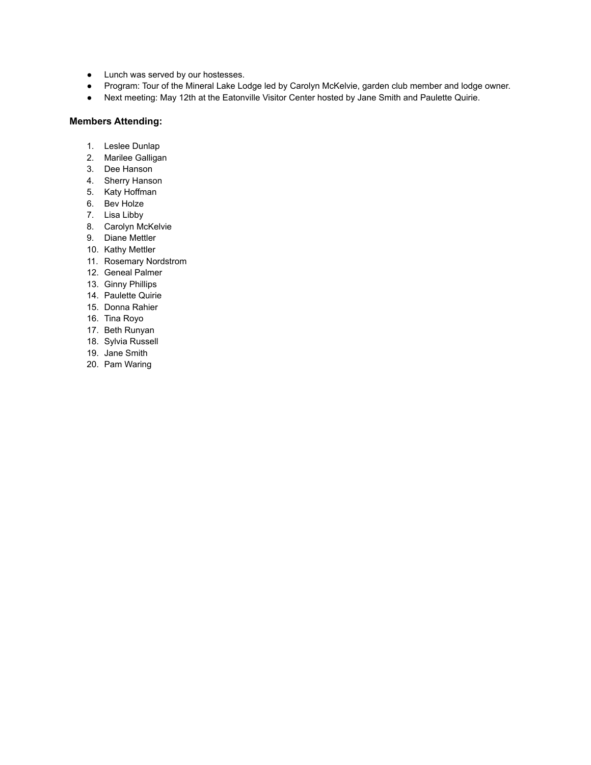- Lunch was served by our hostesses.
- Program: Tour of the Mineral Lake Lodge led by Carolyn McKelvie, garden club member and lodge owner.
- Next meeting: May 12th at the Eatonville Visitor Center hosted by Jane Smith and Paulette Quirie.

**Members Attending:**

1. Leslee Dunlap
2. Marilee Galligan
3. Dee Hanson
4. Sherry Hanson
5. Katy Hoffman
6. Bev Holze
7. Lisa Libby
8. Carolyn McKelvie
9. Diane Mettler
10. Kathy Mettler
11. Rosemary Nordstrom
12. Geneal Palmer
13. Ginny Phillips
14. Paulette Quirie
15. Donna Rahier
16. Tina Royo
17. Beth Runyan
18. Sylvia Russell
19. Jane Smith
20. Pam Waring